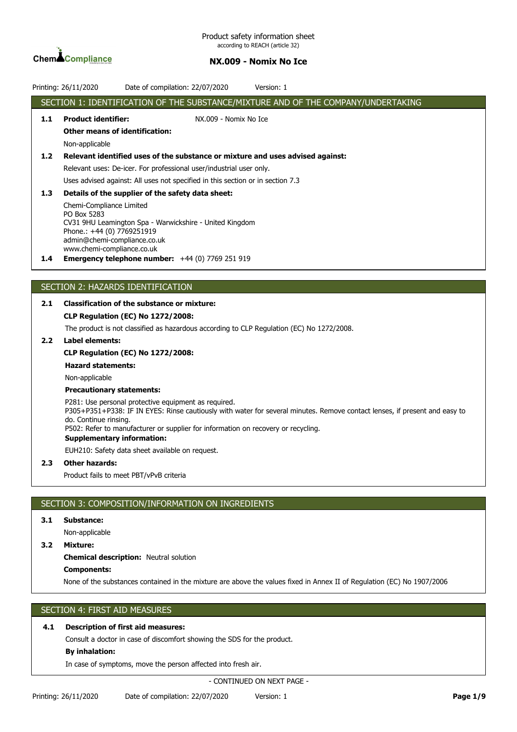Product safety information sheet
according to REACH (article 32)

# NX.009 - Nomix No Ice

Printing: 26/11/2020 Date of compilation: 22/07/2020 Version: 1

## SECTION 1: IDENTIFICATION OF THE SUBSTANCE/MIXTURE AND OF THE COMPANY/UNDERTAKING

**1.1 Product identifier:** NX.009 - Nomix No Ice

**Other means of identification:**

Non-applicable

**1.2 Relevant identified uses of the substance or mixture and uses advised against:**

Relevant uses: De-icer. For professional user/industrial user only.

Uses advised against: All uses not specified in this section or in section 7.3

**1.3 Details of the supplier of the safety data sheet:**

Chemi-Compliance Limited
PO Box 5283
CV31 9HU Leamington Spa - Warwickshire - United Kingdom
Phone.: +44 (0) 7769251919
admin@chemi-compliance.co.uk
www.chemi-compliance.co.uk

**1.4 Emergency telephone number:** +44 (0) 7769 251 919

## SECTION 2: HAZARDS IDENTIFICATION

**2.1 Classification of the substance or mixture:**

**CLP Regulation (EC) No 1272/2008:**

The product is not classified as hazardous according to CLP Regulation (EC) No 1272/2008.

**2.2 Label elements:**

**CLP Regulation (EC) No 1272/2008:**

**Hazard statements:**

Non-applicable

**Precautionary statements:**

P281: Use personal protective equipment as required.
P305+P351+P338: IF IN EYES: Rinse cautiously with water for several minutes. Remove contact lenses, if present and easy to do. Continue rinsing.
P502: Refer to manufacturer or supplier for information on recovery or recycling.

**Supplementary information:**

EUH210: Safety data sheet available on request.

**2.3 Other hazards:**

Product fails to meet PBT/vPvB criteria

## SECTION 3: COMPOSITION/INFORMATION ON INGREDIENTS

**3.1 Substance:**

Non-applicable

**3.2 Mixture:**

**Chemical description:** Neutral solution

**Components:**

None of the substances contained in the mixture are above the values fixed in Annex II of Regulation (EC) No 1907/2006

## SECTION 4: FIRST AID MEASURES

**4.1 Description of first aid measures:**

Consult a doctor in case of discomfort showing the SDS for the product.

**By inhalation:**

In case of symptoms, move the person affected into fresh air.

- CONTINUED ON NEXT PAGE -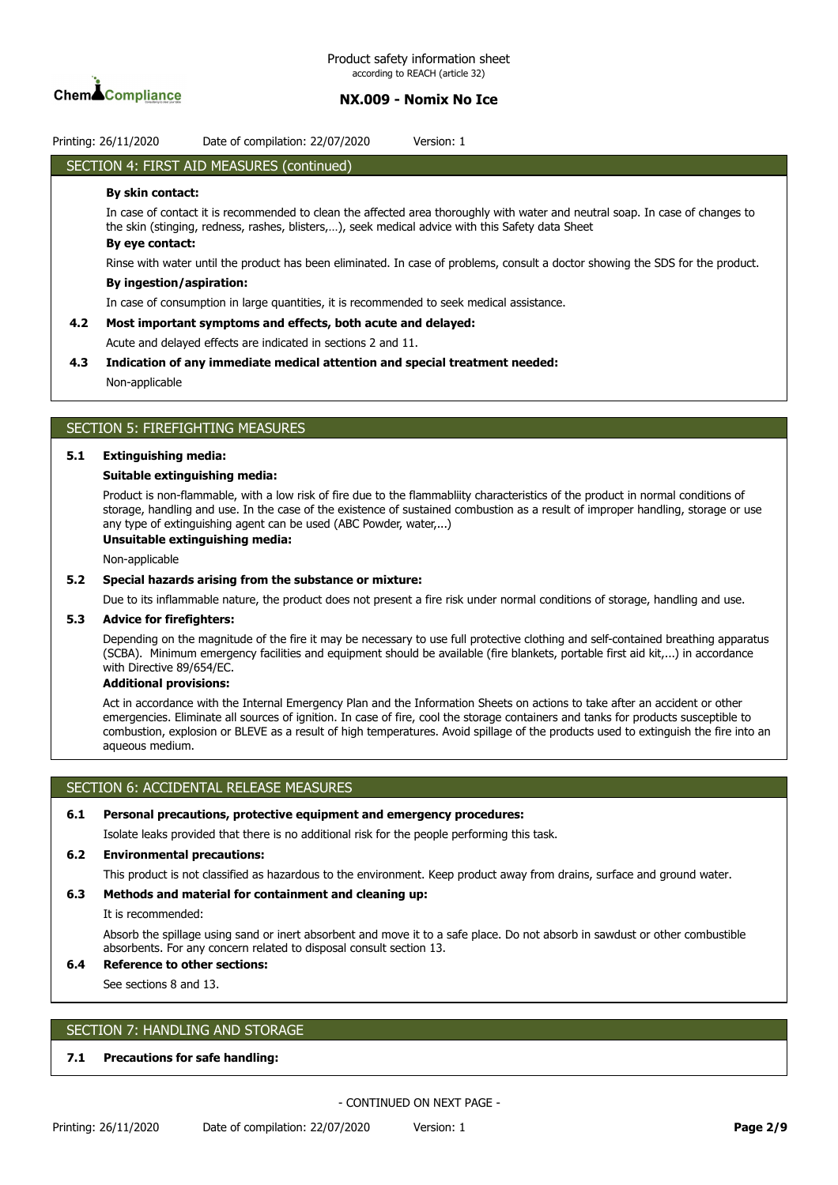## SECTION 4: FIRST AID MEASURES (continued)

**By skin contact:**

In case of contact it is recommended to clean the affected area thoroughly with water and neutral soap. In case of changes to the skin (stinging, redness, rashes, blisters,…), seek medical advice with this Safety data Sheet

**By eye contact:**

Rinse with water until the product has been eliminated. In case of problems, consult a doctor showing the SDS for the product.

**By ingestion/aspiration:**

In case of consumption in large quantities, it is recommended to seek medical assistance.

**4.2 Most important symptoms and effects, both acute and delayed:**

Acute and delayed effects are indicated in sections 2 and 11.

**4.3 Indication of any immediate medical attention and special treatment needed:**

Non-applicable

## SECTION 5: FIREFIGHTING MEASURES

**5.1 Extinguishing media:**

**Suitable extinguishing media:**

Product is non-flammable, with a low risk of fire due to the flammabliity characteristics of the product in normal conditions of storage, handling and use. In the case of the existence of sustained combustion as a result of improper handling, storage or use any type of extinguishing agent can be used (ABC Powder, water,...)

**Unsuitable extinguishing media:**

Non-applicable

**5.2 Special hazards arising from the substance or mixture:**

Due to its inflammable nature, the product does not present a fire risk under normal conditions of storage, handling and use.

**5.3 Advice for firefighters:**

Depending on the magnitude of the fire it may be necessary to use full protective clothing and self-contained breathing apparatus (SCBA). Minimum emergency facilities and equipment should be available (fire blankets, portable first aid kit,...) in accordance with Directive 89/654/EC.

**Additional provisions:**

Act in accordance with the Internal Emergency Plan and the Information Sheets on actions to take after an accident or other emergencies. Eliminate all sources of ignition. In case of fire, cool the storage containers and tanks for products susceptible to combustion, explosion or BLEVE as a result of high temperatures. Avoid spillage of the products used to extinguish the fire into an aqueous medium.

## SECTION 6: ACCIDENTAL RELEASE MEASURES

**6.1 Personal precautions, protective equipment and emergency procedures:**

Isolate leaks provided that there is no additional risk for the people performing this task.

**6.2 Environmental precautions:**

This product is not classified as hazardous to the environment. Keep product away from drains, surface and ground water.

**6.3 Methods and material for containment and cleaning up:**

It is recommended:

Absorb the spillage using sand or inert absorbent and move it to a safe place. Do not absorb in sawdust or other combustible absorbents. For any concern related to disposal consult section 13.

**6.4 Reference to other sections:**

See sections 8 and 13.

## SECTION 7: HANDLING AND STORAGE

**7.1 Precautions for safe handling:**

- CONTINUED ON NEXT PAGE -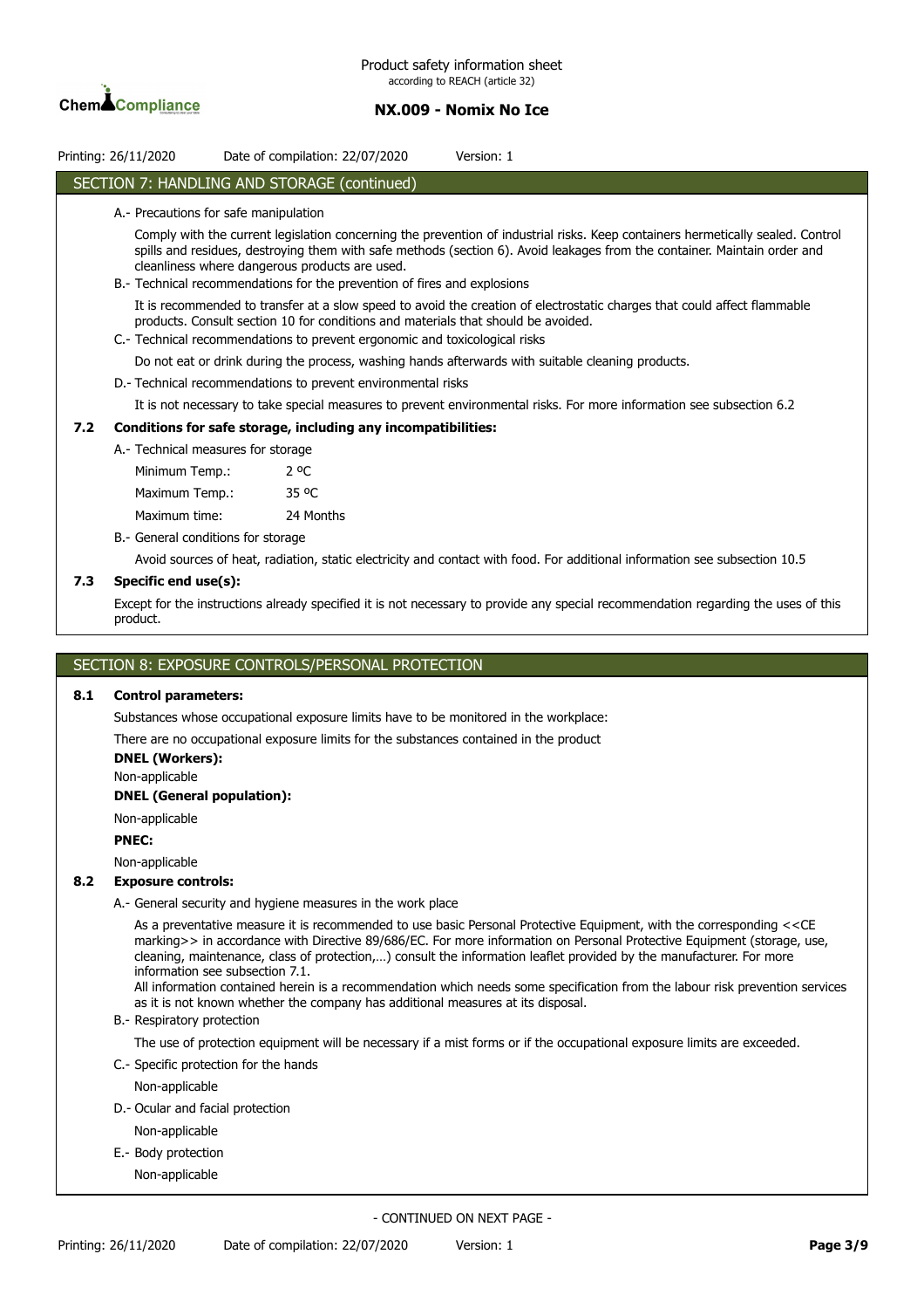## SECTION 7: HANDLING AND STORAGE (continued)

A.- Precautions for safe manipulation

Comply with the current legislation concerning the prevention of industrial risks. Keep containers hermetically sealed. Control spills and residues, destroying them with safe methods (section 6). Avoid leakages from the container. Maintain order and cleanliness where dangerous products are used.

B.- Technical recommendations for the prevention of fires and explosions

It is recommended to transfer at a slow speed to avoid the creation of electrostatic charges that could affect flammable products. Consult section 10 for conditions and materials that should be avoided.

C.- Technical recommendations to prevent ergonomic and toxicological risks

Do not eat or drink during the process, washing hands afterwards with suitable cleaning products.

D.- Technical recommendations to prevent environmental risks

It is not necessary to take special measures to prevent environmental risks. For more information see subsection 6.2

### 7.2 Conditions for safe storage, including any incompatibilities:

A.- Technical measures for storage

| | |
|---|---|
| Minimum Temp.: | 2 ºC |
| Maximum Temp.: | 35 ºC |
| Maximum time: | 24 Months |

B.- General conditions for storage

Avoid sources of heat, radiation, static electricity and contact with food. For additional information see subsection 10.5

### 7.3 Specific end use(s):

Except for the instructions already specified it is not necessary to provide any special recommendation regarding the uses of this product.

## SECTION 8: EXPOSURE CONTROLS/PERSONAL PROTECTION

### 8.1 Control parameters:

Substances whose occupational exposure limits have to be monitored in the workplace:

There are no occupational exposure limits for the substances contained in the product

**DNEL (Workers):**

Non-applicable

**DNEL (General population):**

Non-applicable

**PNEC:**

Non-applicable

### 8.2 Exposure controls:

A.- General security and hygiene measures in the work place

As a preventative measure it is recommended to use basic Personal Protective Equipment, with the corresponding <<CE marking>> in accordance with Directive 89/686/EC. For more information on Personal Protective Equipment (storage, use, cleaning, maintenance, class of protection,…) consult the information leaflet provided by the manufacturer. For more information see subsection 7.1.

All information contained herein is a recommendation which needs some specification from the labour risk prevention services as it is not known whether the company has additional measures at its disposal.

B.- Respiratory protection

The use of protection equipment will be necessary if a mist forms or if the occupational exposure limits are exceeded.

C.- Specific protection for the hands

Non-applicable

D.- Ocular and facial protection

Non-applicable

E.- Body protection

Non-applicable

- CONTINUED ON NEXT PAGE -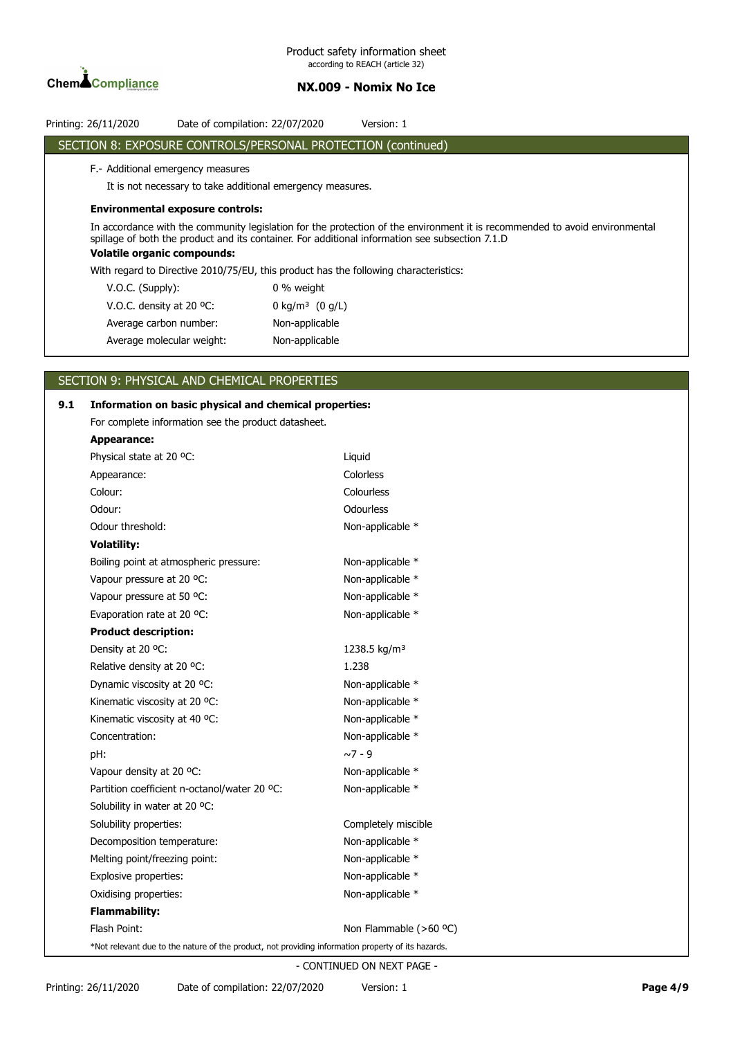## SECTION 8: EXPOSURE CONTROLS/PERSONAL PROTECTION (continued)

F.- Additional emergency measures

It is not necessary to take additional emergency measures.

**Environmental exposure controls:**

In accordance with the community legislation for the protection of the environment it is recommended to avoid environmental spillage of both the product and its container. For additional information see subsection 7.1.D

**Volatile organic compounds:**

With regard to Directive 2010/75/EU, this product has the following characteristics:

| | |
|---|---|
| V.O.C. (Supply): | 0 % weight |
| V.O.C. density at 20 ºC: | 0 kg/m³ (0 g/L) |
| Average carbon number: | Non-applicable |
| Average molecular weight: | Non-applicable |

## SECTION 9: PHYSICAL AND CHEMICAL PROPERTIES

### 9.1 Information on basic physical and chemical properties:

For complete information see the product datasheet.

| | |
|---|---|
| **Appearance:** | |
| Physical state at 20 ºC: | Liquid |
| Appearance: | Colorless |
| Colour: | Colourless |
| Odour: | Odourless |
| Odour threshold: | Non-applicable * |
| **Volatility:** | |
| Boiling point at atmospheric pressure: | Non-applicable * |
| Vapour pressure at 20 ºC: | Non-applicable * |
| Vapour pressure at 50 ºC: | Non-applicable * |
| Evaporation rate at 20 ºC: | Non-applicable * |
| **Product description:** | |
| Density at 20 ºC: | 1238.5 kg/m³ |
| Relative density at 20 ºC: | 1.238 |
| Dynamic viscosity at 20 ºC: | Non-applicable * |
| Kinematic viscosity at 20 ºC: | Non-applicable * |
| Kinematic viscosity at 40 ºC: | Non-applicable * |
| Concentration: | Non-applicable * |
| pH: | ~7 - 9 |
| Vapour density at 20 ºC: | Non-applicable * |
| Partition coefficient n-octanol/water 20 ºC: | Non-applicable * |
| Solubility in water at 20 ºC: | |
| Solubility properties: | Completely miscible |
| Decomposition temperature: | Non-applicable * |
| Melting point/freezing point: | Non-applicable * |
| Explosive properties: | Non-applicable * |
| Oxidising properties: | Non-applicable * |
| **Flammability:** | |
| Flash Point: | Non Flammable (>60 ºC) |

*Not relevant due to the nature of the product, not providing information property of its hazards.

- CONTINUED ON NEXT PAGE -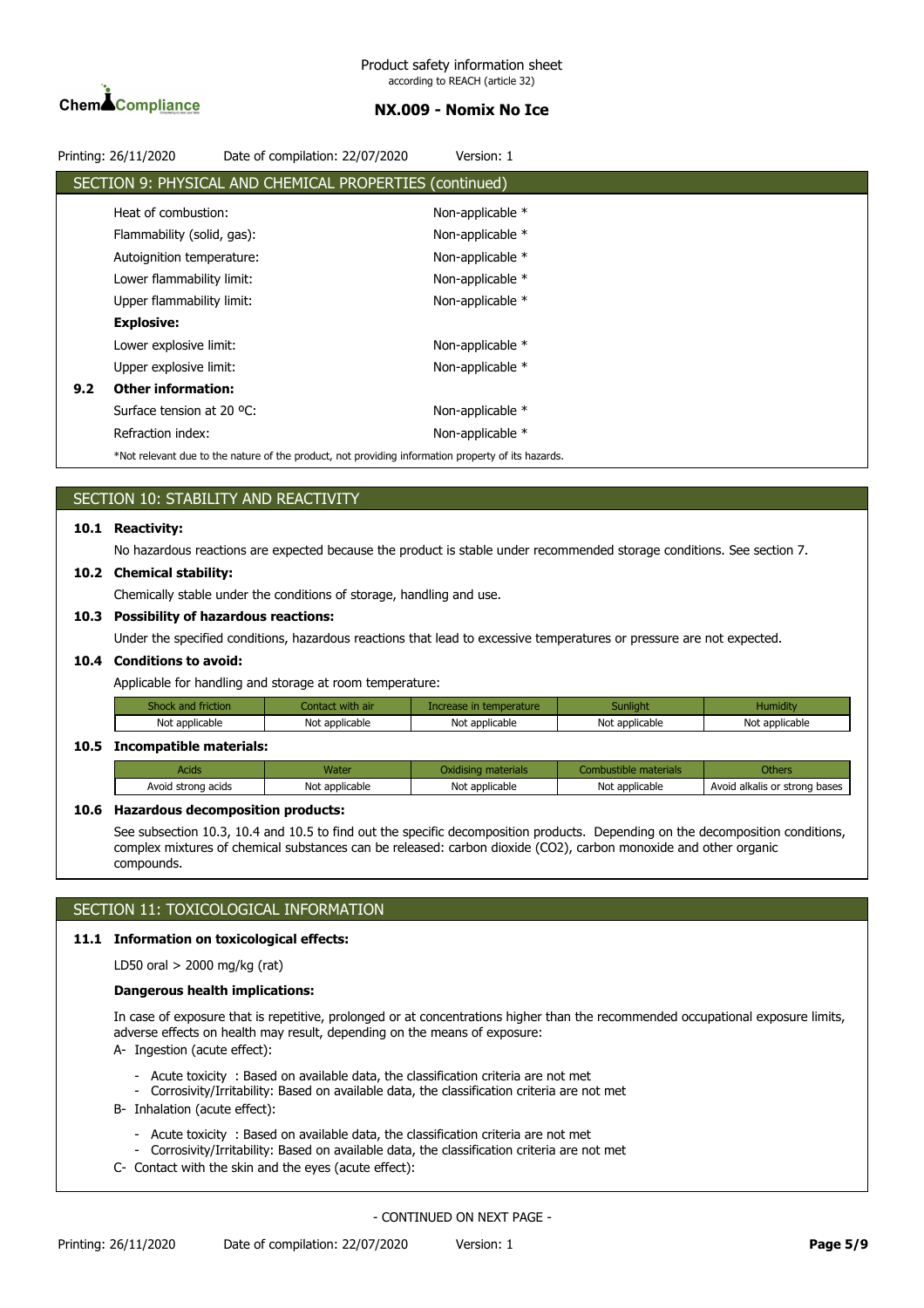## SECTION 9: PHYSICAL AND CHEMICAL PROPERTIES (continued)

Heat of combustion: Non-applicable *

Flammability (solid, gas): Non-applicable *

Autoignition temperature: Non-applicable *

Lower flammability limit: Non-applicable *

Upper flammability limit: Non-applicable *

**Explosive:**

Lower explosive limit: Non-applicable *

Upper explosive limit: Non-applicable *

### 9.2 Other information:

Surface tension at 20 ºC: Non-applicable *

Refraction index: Non-applicable *

*Not relevant due to the nature of the product, not providing information property of its hazards.

## SECTION 10: STABILITY AND REACTIVITY

### 10.1 Reactivity:

No hazardous reactions are expected because the product is stable under recommended storage conditions. See section 7.

### 10.2 Chemical stability:

Chemically stable under the conditions of storage, handling and use.

### 10.3 Possibility of hazardous reactions:

Under the specified conditions, hazardous reactions that lead to excessive temperatures or pressure are not expected.

### 10.4 Conditions to avoid:

Applicable for handling and storage at room temperature:

| Shock and friction | Contact with air | Increase in temperature | Sunlight | Humidity |
|---|---|---|---|---|
| Not applicable | Not applicable | Not applicable | Not applicable | Not applicable |

### 10.5 Incompatible materials:

| Acids | Water | Oxidising materials | Combustible materials | Others |
|---|---|---|---|---|
| Avoid strong acids | Not applicable | Not applicable | Not applicable | Avoid alkalis or strong bases |

### 10.6 Hazardous decomposition products:

See subsection 10.3, 10.4 and 10.5 to find out the specific decomposition products. Depending on the decomposition conditions, complex mixtures of chemical substances can be released: carbon dioxide ($CO_2$), carbon monoxide and other organic compounds.

## SECTION 11: TOXICOLOGICAL INFORMATION

### 11.1 Information on toxicological effects:

LD50 oral > 2000 mg/kg (rat)

**Dangerous health implications:**

In case of exposure that is repetitive, prolonged or at concentrations higher than the recommended occupational exposure limits, adverse effects on health may result, depending on the means of exposure:

A- Ingestion (acute effect):

- Acute toxicity : Based on available data, the classification criteria are not met
- Corrosivity/Irritability: Based on available data, the classification criteria are not met

B- Inhalation (acute effect):

- Acute toxicity : Based on available data, the classification criteria are not met
- Corrosivity/Irritability: Based on available data, the classification criteria are not met

C- Contact with the skin and the eyes (acute effect):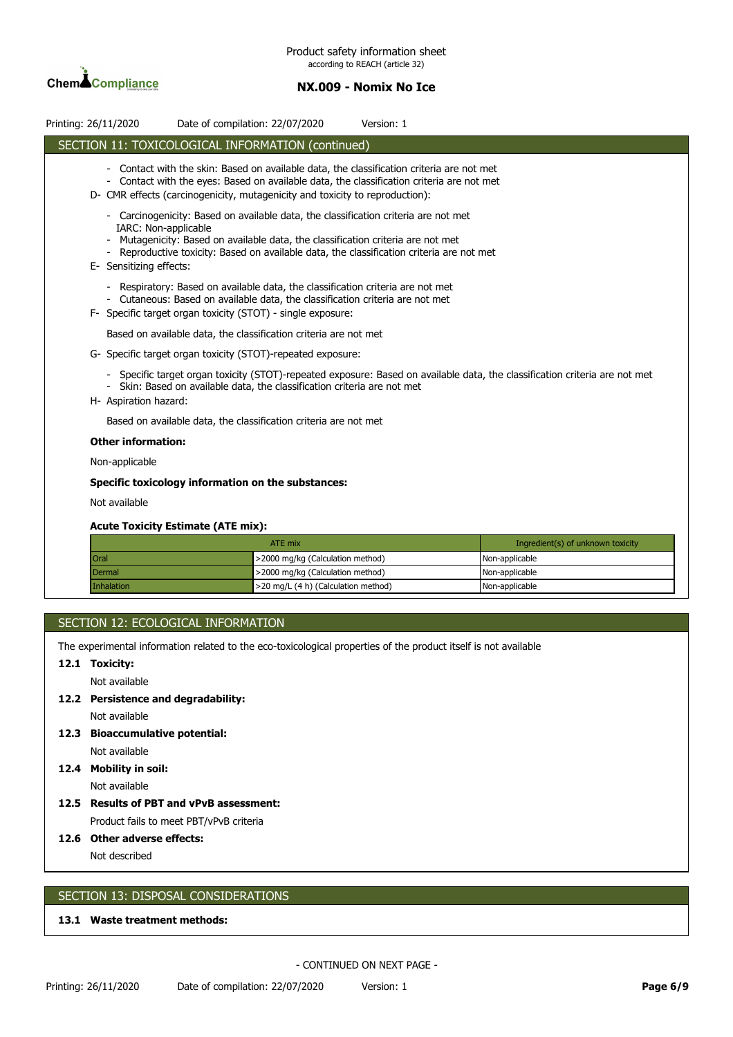## SECTION 11: TOXICOLOGICAL INFORMATION (continued)

- Contact with the skin: Based on available data, the classification criteria are not met
- Contact with the eyes: Based on available data, the classification criteria are not met

D- CMR effects (carcinogenicity, mutagenicity and toxicity to reproduction):

- Carcinogenicity: Based on available data, the classification criteria are not met
  IARC: Non-applicable
- Mutagenicity: Based on available data, the classification criteria are not met
- Reproductive toxicity: Based on available data, the classification criteria are not met

E- Sensitizing effects:

- Respiratory: Based on available data, the classification criteria are not met
- Cutaneous: Based on available data, the classification criteria are not met

F- Specific target organ toxicity (STOT) - single exposure:

Based on available data, the classification criteria are not met

G- Specific target organ toxicity (STOT)-repeated exposure:

- Specific target organ toxicity (STOT)-repeated exposure: Based on available data, the classification criteria are not met
- Skin: Based on available data, the classification criteria are not met

H- Aspiration hazard:

Based on available data, the classification criteria are not met

**Other information:**

Non-applicable

**Specific toxicology information on the substances:**

Not available

**Acute Toxicity Estimate (ATE mix):**

| ATE mix | | Ingredient(s) of unknown toxicity |
|---|---|---|
| Oral | >2000 mg/kg (Calculation method) | Non-applicable |
| Dermal | >2000 mg/kg (Calculation method) | Non-applicable |
| Inhalation | >20 mg/L (4 h) (Calculation method) | Non-applicable |

## SECTION 12: ECOLOGICAL INFORMATION

The experimental information related to the eco-toxicological properties of the product itself is not available

**12.1 Toxicity:**

Not available

**12.2 Persistence and degradability:**

Not available

**12.3 Bioaccumulative potential:**

Not available

**12.4 Mobility in soil:**

Not available

**12.5 Results of PBT and vPvB assessment:**

Product fails to meet PBT/vPvB criteria

**12.6 Other adverse effects:**

Not described

## SECTION 13: DISPOSAL CONSIDERATIONS

**13.1 Waste treatment methods:**

- CONTINUED ON NEXT PAGE -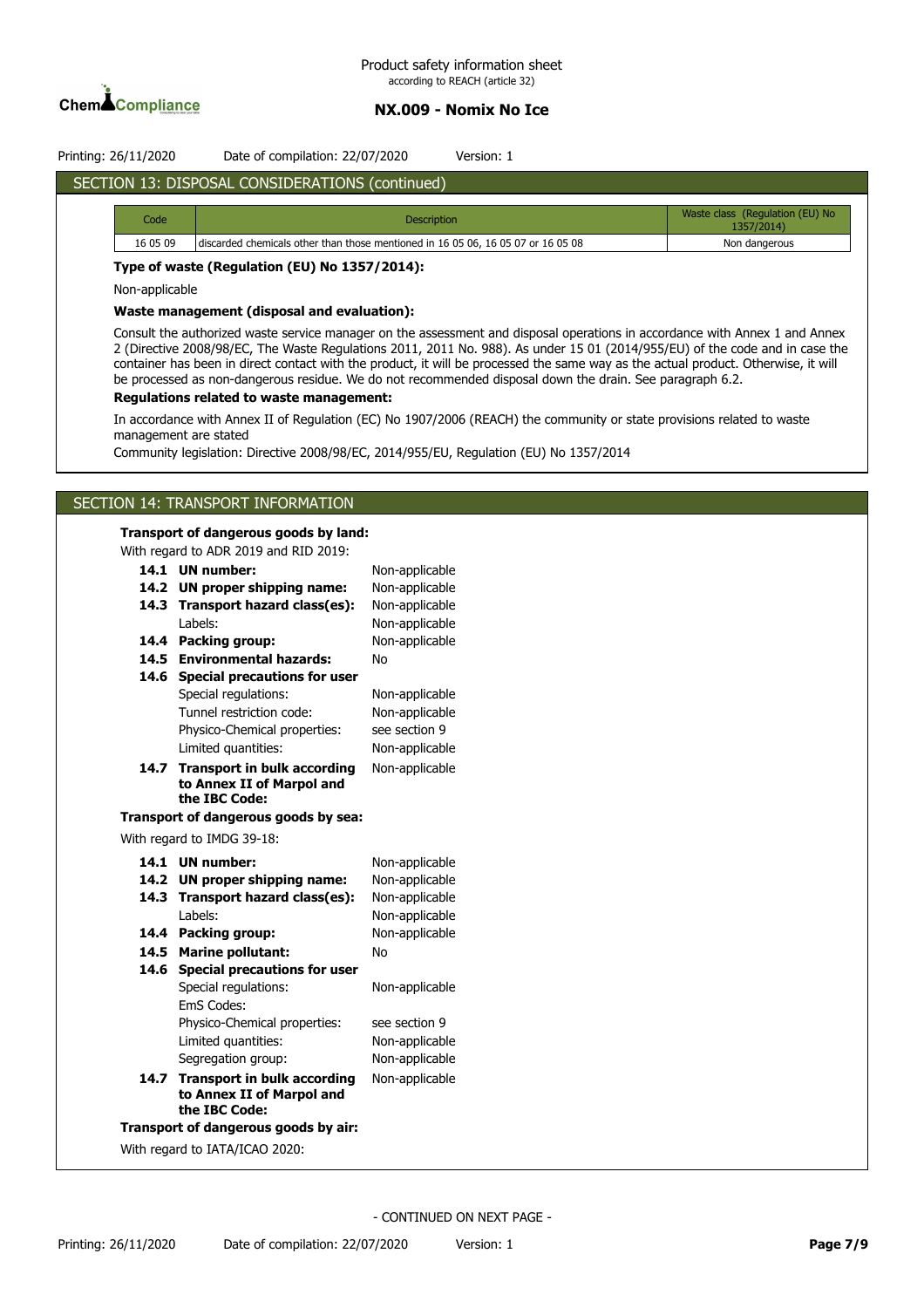## SECTION 13: DISPOSAL CONSIDERATIONS (continued)

| Code | Description | Waste class (Regulation (EU) No 1357/2014) |
|---|---|---|
| 16 05 09 | discarded chemicals other than those mentioned in 16 05 06, 16 05 07 or 16 05 08 | Non dangerous |

**Type of waste (Regulation (EU) No 1357/2014):**

Non-applicable

**Waste management (disposal and evaluation):**

Consult the authorized waste service manager on the assessment and disposal operations in accordance with Annex 1 and Annex 2 (Directive 2008/98/EC, The Waste Regulations 2011, 2011 No. 988). As under 15 01 (2014/955/EU) of the code and in case the container has been in direct contact with the product, it will be processed the same way as the actual product. Otherwise, it will be processed as non-dangerous residue. We do not recommended disposal down the drain. See paragraph 6.2.

**Regulations related to waste management:**

In accordance with Annex II of Regulation (EC) No 1907/2006 (REACH) the community or state provisions related to waste management are stated

Community legislation: Directive 2008/98/EC, 2014/955/EU, Regulation (EU) No 1357/2014

## SECTION 14: TRANSPORT INFORMATION

**Transport of dangerous goods by land:**

With regard to ADR 2019 and RID 2019:

- **14.1 UN number:** Non-applicable
- **14.2 UN proper shipping name:** Non-applicable
- **14.3 Transport hazard class(es):** Non-applicable
  - Labels: Non-applicable
- **14.4 Packing group:** Non-applicable
- **14.5 Environmental hazards:** No
- **14.6 Special precautions for user**
  - Special regulations: Non-applicable
  - Tunnel restriction code: Non-applicable
  - Physico-Chemical properties: see section 9
  - Limited quantities: Non-applicable
- **14.7 Transport in bulk according to Annex II of Marpol and the IBC Code:** Non-applicable

**Transport of dangerous goods by sea:**

With regard to IMDG 39-18:

- **14.1 UN number:** Non-applicable
- **14.2 UN proper shipping name:** Non-applicable
- **14.3 Transport hazard class(es):** Non-applicable
  - Labels: Non-applicable
- **14.4 Packing group:** Non-applicable
- **14.5 Marine pollutant:** No
- **14.6 Special precautions for user**
  - Special regulations: Non-applicable
  - EmS Codes:
  - Physico-Chemical properties: see section 9
  - Limited quantities: Non-applicable
  - Segregation group: Non-applicable
- **14.7 Transport in bulk according to Annex II of Marpol and the IBC Code:** Non-applicable

**Transport of dangerous goods by air:**

With regard to IATA/ICAO 2020:

- CONTINUED ON NEXT PAGE -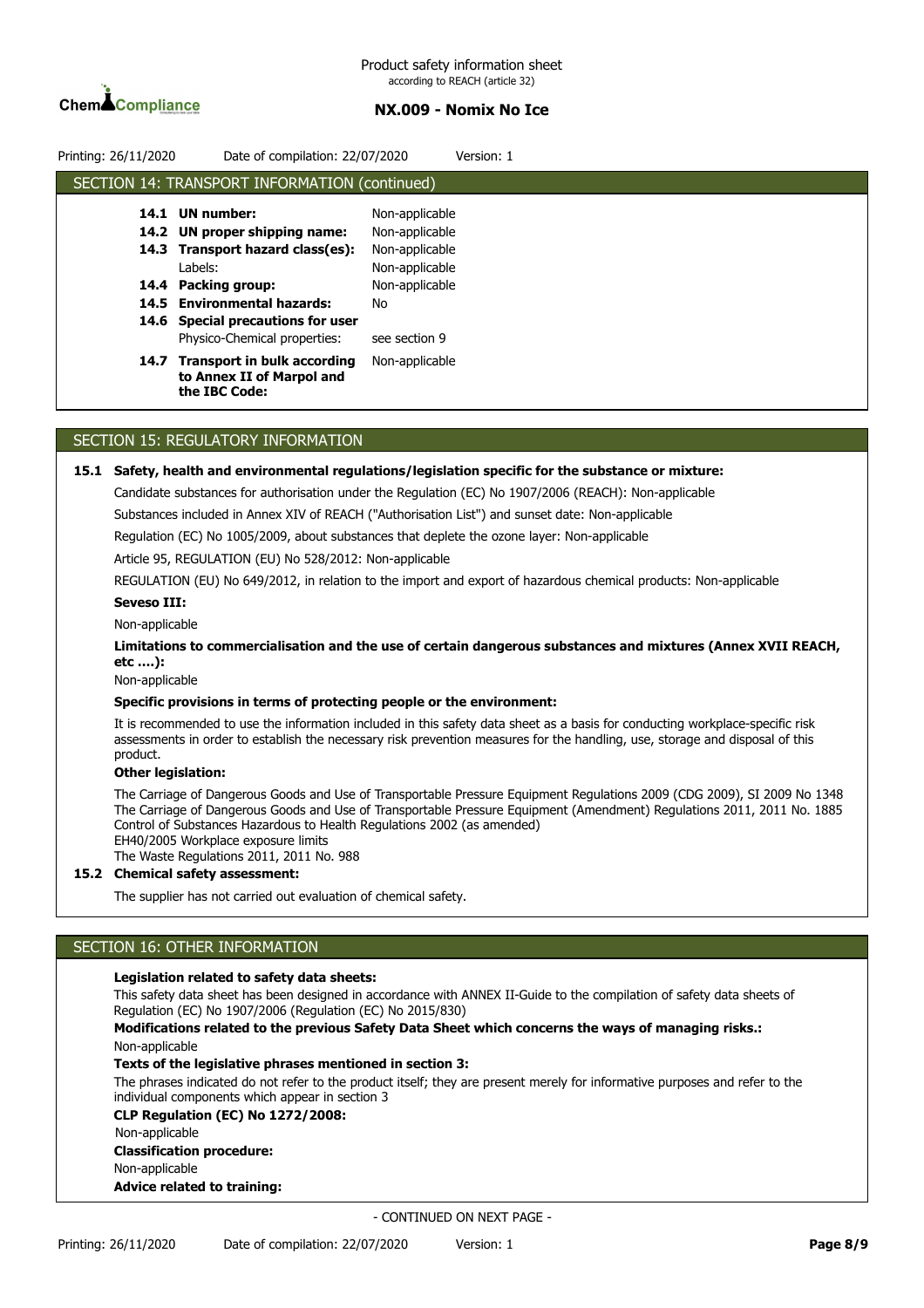## SECTION 14: TRANSPORT INFORMATION (continued)

| | | |
|---|---|---|
| **14.1** | **UN number:** | Non-applicable |
| **14.2** | **UN proper shipping name:** | Non-applicable |
| **14.3** | **Transport hazard class(es):** | Non-applicable |
| | Labels: | Non-applicable |
| **14.4** | **Packing group:** | Non-applicable |
| **14.5** | **Environmental hazards:** | No |
| **14.6** | **Special precautions for user** | |
| | Physico-Chemical properties: | see section 9 |
| **14.7** | **Transport in bulk according to Annex II of Marpol and the IBC Code:** | Non-applicable |

## SECTION 15: REGULATORY INFORMATION

**15.1 Safety, health and environmental regulations/legislation specific for the substance or mixture:**

Candidate substances for authorisation under the Regulation (EC) No 1907/2006 (REACH): Non-applicable

Substances included in Annex XIV of REACH ("Authorisation List") and sunset date: Non-applicable

Regulation (EC) No 1005/2009, about substances that deplete the ozone layer: Non-applicable

Article 95, REGULATION (EU) No 528/2012: Non-applicable

REGULATION (EU) No 649/2012, in relation to the import and export of hazardous chemical products: Non-applicable

**Seveso III:**

Non-applicable

**Limitations to commercialisation and the use of certain dangerous substances and mixtures (Annex XVII REACH, etc ….):**

Non-applicable

**Specific provisions in terms of protecting people or the environment:**

It is recommended to use the information included in this safety data sheet as a basis for conducting workplace-specific risk assessments in order to establish the necessary risk prevention measures for the handling, use, storage and disposal of this product.

**Other legislation:**

The Carriage of Dangerous Goods and Use of Transportable Pressure Equipment Regulations 2009 (CDG 2009), SI 2009 No 1348
The Carriage of Dangerous Goods and Use of Transportable Pressure Equipment (Amendment) Regulations 2011, 2011 No. 1885
Control of Substances Hazardous to Health Regulations 2002 (as amended)
EH40/2005 Workplace exposure limits
The Waste Regulations 2011, 2011 No. 988

**15.2 Chemical safety assessment:**

The supplier has not carried out evaluation of chemical safety.

## SECTION 16: OTHER INFORMATION

**Legislation related to safety data sheets:**

This safety data sheet has been designed in accordance with ANNEX II-Guide to the compilation of safety data sheets of Regulation (EC) No 1907/2006 (Regulation (EC) No 2015/830)

**Modifications related to the previous Safety Data Sheet which concerns the ways of managing risks.:**

Non-applicable

**Texts of the legislative phrases mentioned in section 3:**

The phrases indicated do not refer to the product itself; they are present merely for informative purposes and refer to the individual components which appear in section 3

**CLP Regulation (EC) No 1272/2008:**

Non-applicable

**Classification procedure:**

Non-applicable

**Advice related to training:**

- CONTINUED ON NEXT PAGE -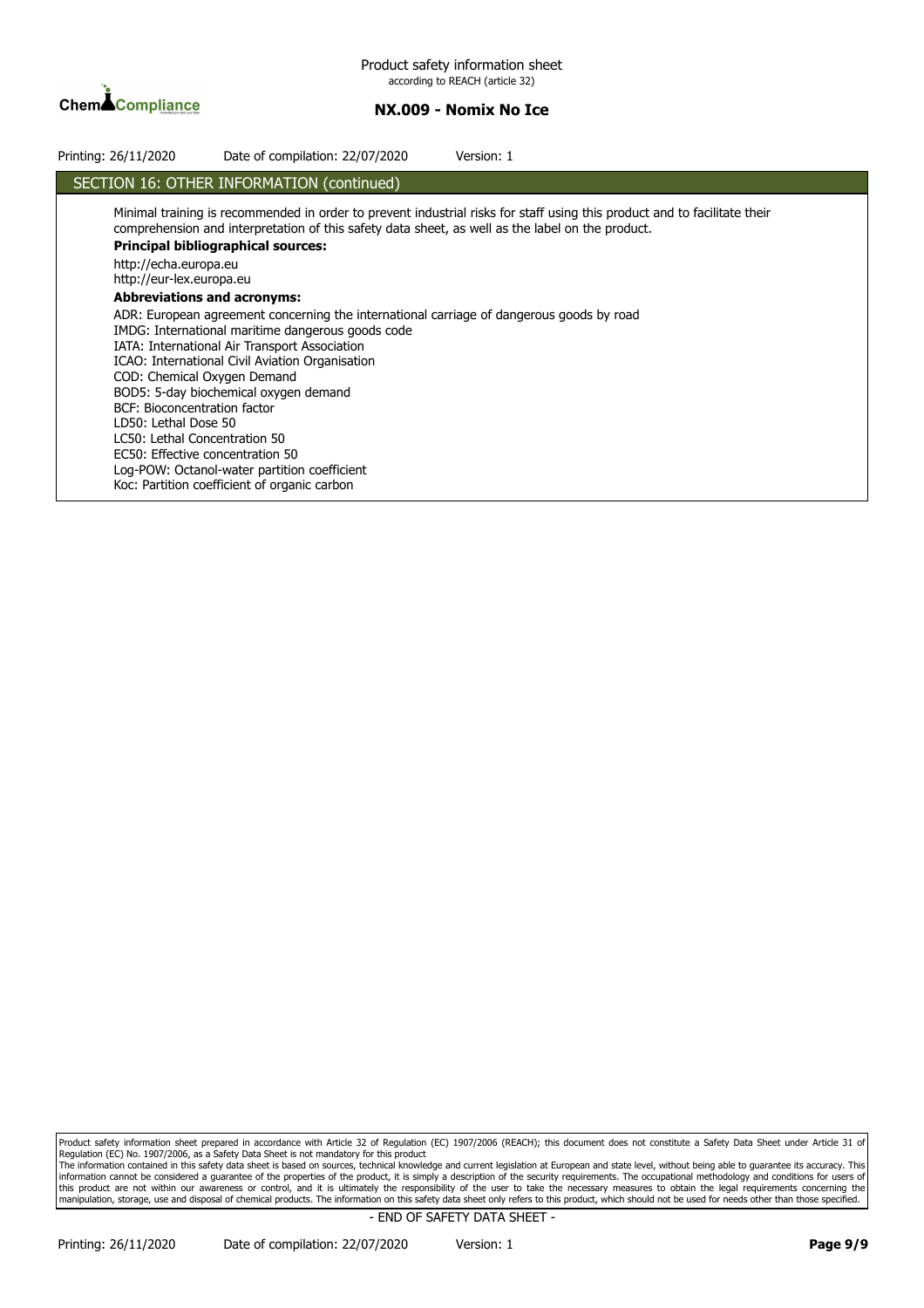## SECTION 16: OTHER INFORMATION (continued)

Minimal training is recommended in order to prevent industrial risks for staff using this product and to facilitate their comprehension and interpretation of this safety data sheet, as well as the label on the product.

**Principal bibliographical sources:**

http://echa.europa.eu
http://eur-lex.europa.eu

**Abbreviations and acronyms:**

ADR: European agreement concerning the international carriage of dangerous goods by road
IMDG: International maritime dangerous goods code
IATA: International Air Transport Association
ICAO: International Civil Aviation Organisation
COD: Chemical Oxygen Demand
BOD5: 5-day biochemical oxygen demand
BCF: Bioconcentration factor
LD50: Lethal Dose 50
LC50: Lethal Concentration 50
EC50: Effective concentration 50
Log-POW: Octanol-water partition coefficient
Koc: Partition coefficient of organic carbon

Product safety information sheet prepared in accordance with Article 32 of Regulation (EC) 1907/2006 (REACH); this document does not constitute a Safety Data Sheet under Article 31 of Regulation (EC) No. 1907/2006, as a Safety Data Sheet is not mandatory for this product
The information contained in this safety data sheet is based on sources, technical knowledge and current legislation at European and state level, without being able to guarantee its accuracy. This information cannot be considered a guarantee of the properties of the product, it is simply a description of the security requirements. The occupational methodology and conditions for users of this product are not within our awareness or control, and it is ultimately the responsibility of the user to take the necessary measures to obtain the legal requirements concerning the manipulation, storage, use and disposal of chemical products. The information on this safety data sheet only refers to this product, which should not be used for needs other than those specified.

- END OF SAFETY DATA SHEET -